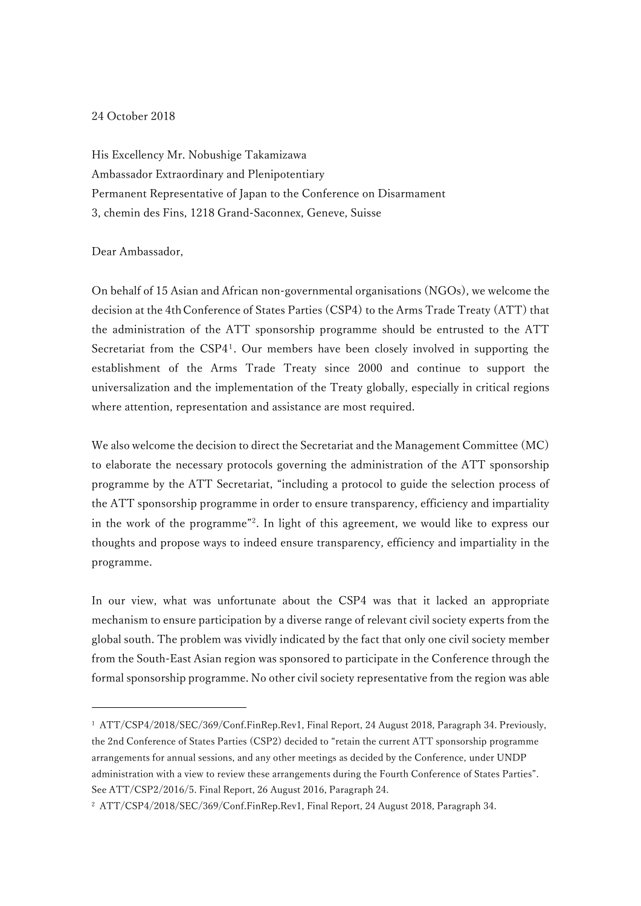24 October 2018

His Excellency Mr. Nobushige Takamizawa
Ambassador Extraordinary and Plenipotentiary
Permanent Representative of Japan to the Conference on Disarmament
3, chemin des Fins, 1218 Grand-Saconnex, Geneve, Suisse

Dear Ambassador,

On behalf of 15 Asian and African non-governmental organisations (NGOs), we welcome the decision at the 4th Conference of States Parties (CSP4) to the Arms Trade Treaty (ATT) that the administration of the ATT sponsorship programme should be entrusted to the ATT Secretariat from the CSP4[1]. Our members have been closely involved in supporting the establishment of the Arms Trade Treaty since 2000 and continue to support the universalization and the implementation of the Treaty globally, especially in critical regions where attention, representation and assistance are most required.

We also welcome the decision to direct the Secretariat and the Management Committee (MC) to elaborate the necessary protocols governing the administration of the ATT sponsorship programme by the ATT Secretariat, "including a protocol to guide the selection process of the ATT sponsorship programme in order to ensure transparency, efficiency and impartiality in the work of the programme"[2]. In light of this agreement, we would like to express our thoughts and propose ways to indeed ensure transparency, efficiency and impartiality in the programme.

In our view, what was unfortunate about the CSP4 was that it lacked an appropriate mechanism to ensure participation by a diverse range of relevant civil society experts from the global south. The problem was vividly indicated by the fact that only one civil society member from the South-East Asian region was sponsored to participate in the Conference through the formal sponsorship programme. No other civil society representative from the region was able

---

[1] ATT/CSP4/2018/SEC/369/Conf.FinRep.Rev1, Final Report, 24 August 2018, Paragraph 34. Previously, the 2nd Conference of States Parties (CSP2) decided to "retain the current ATT sponsorship programme arrangements for annual sessions, and any other meetings as decided by the Conference, under UNDP administration with a view to review these arrangements during the Fourth Conference of States Parties". See ATT/CSP2/2016/5. Final Report, 26 August 2016, Paragraph 24.

[2] ATT/CSP4/2018/SEC/369/Conf.FinRep.Rev1, Final Report, 24 August 2018, Paragraph 34.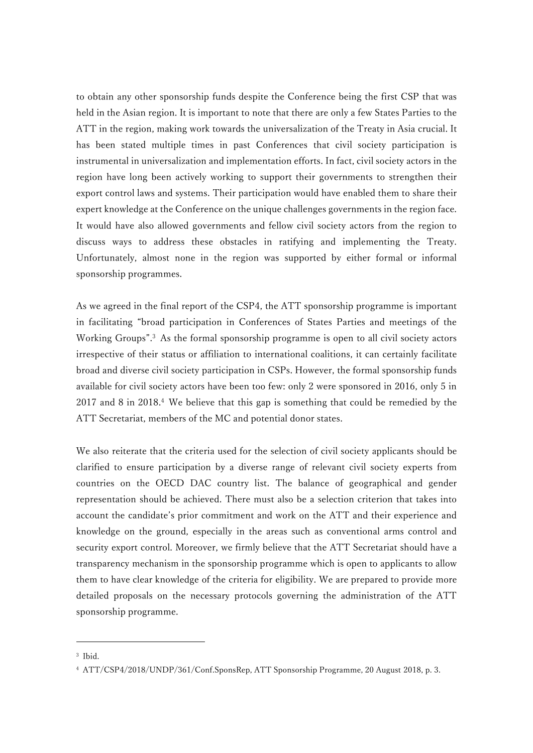to obtain any other sponsorship funds despite the Conference being the first CSP that was held in the Asian region. It is important to note that there are only a few States Parties to the ATT in the region, making work towards the universalization of the Treaty in Asia crucial. It has been stated multiple times in past Conferences that civil society participation is instrumental in universalization and implementation efforts. In fact, civil society actors in the region have long been actively working to support their governments to strengthen their export control laws and systems. Their participation would have enabled them to share their expert knowledge at the Conference on the unique challenges governments in the region face. It would have also allowed governments and fellow civil society actors from the region to discuss ways to address these obstacles in ratifying and implementing the Treaty. Unfortunately, almost none in the region was supported by either formal or informal sponsorship programmes.

As we agreed in the final report of the CSP4, the ATT sponsorship programme is important in facilitating "broad participation in Conferences of States Parties and meetings of the Working Groups".[3] As the formal sponsorship programme is open to all civil society actors irrespective of their status or affiliation to international coalitions, it can certainly facilitate broad and diverse civil society participation in CSPs. However, the formal sponsorship funds available for civil society actors have been too few: only 2 were sponsored in 2016, only 5 in 2017 and 8 in 2018.[4] We believe that this gap is something that could be remedied by the ATT Secretariat, members of the MC and potential donor states.

We also reiterate that the criteria used for the selection of civil society applicants should be clarified to ensure participation by a diverse range of relevant civil society experts from countries on the OECD DAC country list. The balance of geographical and gender representation should be achieved. There must also be a selection criterion that takes into account the candidate's prior commitment and work on the ATT and their experience and knowledge on the ground, especially in the areas such as conventional arms control and security export control. Moreover, we firmly believe that the ATT Secretariat should have a transparency mechanism in the sponsorship programme which is open to applicants to allow them to have clear knowledge of the criteria for eligibility. We are prepared to provide more detailed proposals on the necessary protocols governing the administration of the ATT sponsorship programme.

---

[3] Ibid.

[4] ATT/CSP4/2018/UNDP/361/Conf.SponsRep, ATT Sponsorship Programme, 20 August 2018, p. 3.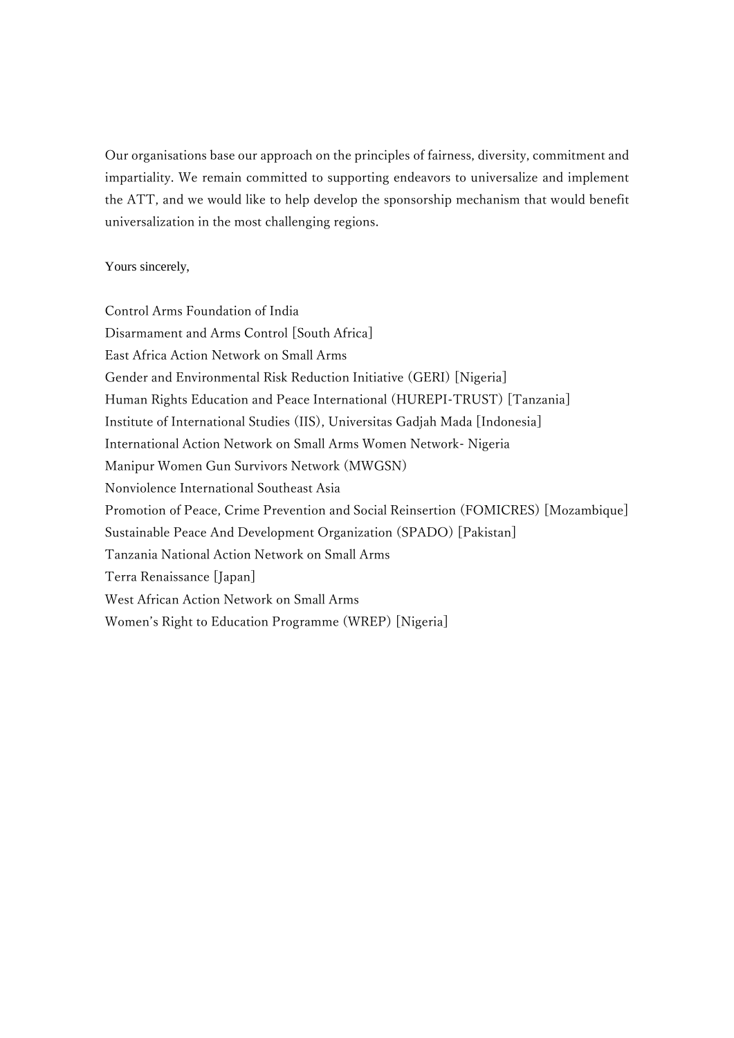Our organisations base our approach on the principles of fairness, diversity, commitment and impartiality. We remain committed to supporting endeavors to universalize and implement the ATT, and we would like to help develop the sponsorship mechanism that would benefit universalization in the most challenging regions.

Yours sincerely,

Control Arms Foundation of India  
Disarmament and Arms Control [South Africa]  
East Africa Action Network on Small Arms  
Gender and Environmental Risk Reduction Initiative (GERI) [Nigeria]  
Human Rights Education and Peace International (HUREPI-TRUST) [Tanzania]  
Institute of International Studies (IIS), Universitas Gadjah Mada [Indonesia]  
International Action Network on Small Arms Women Network- Nigeria  
Manipur Women Gun Survivors Network (MWGSN)  
Nonviolence International Southeast Asia  
Promotion of Peace, Crime Prevention and Social Reinsertion (FOMICRES) [Mozambique]  
Sustainable Peace And Development Organization (SPADO) [Pakistan]  
Tanzania National Action Network on Small Arms  
Terra Renaissance [Japan]  
West African Action Network on Small Arms  
Women's Right to Education Programme (WREP) [Nigeria]